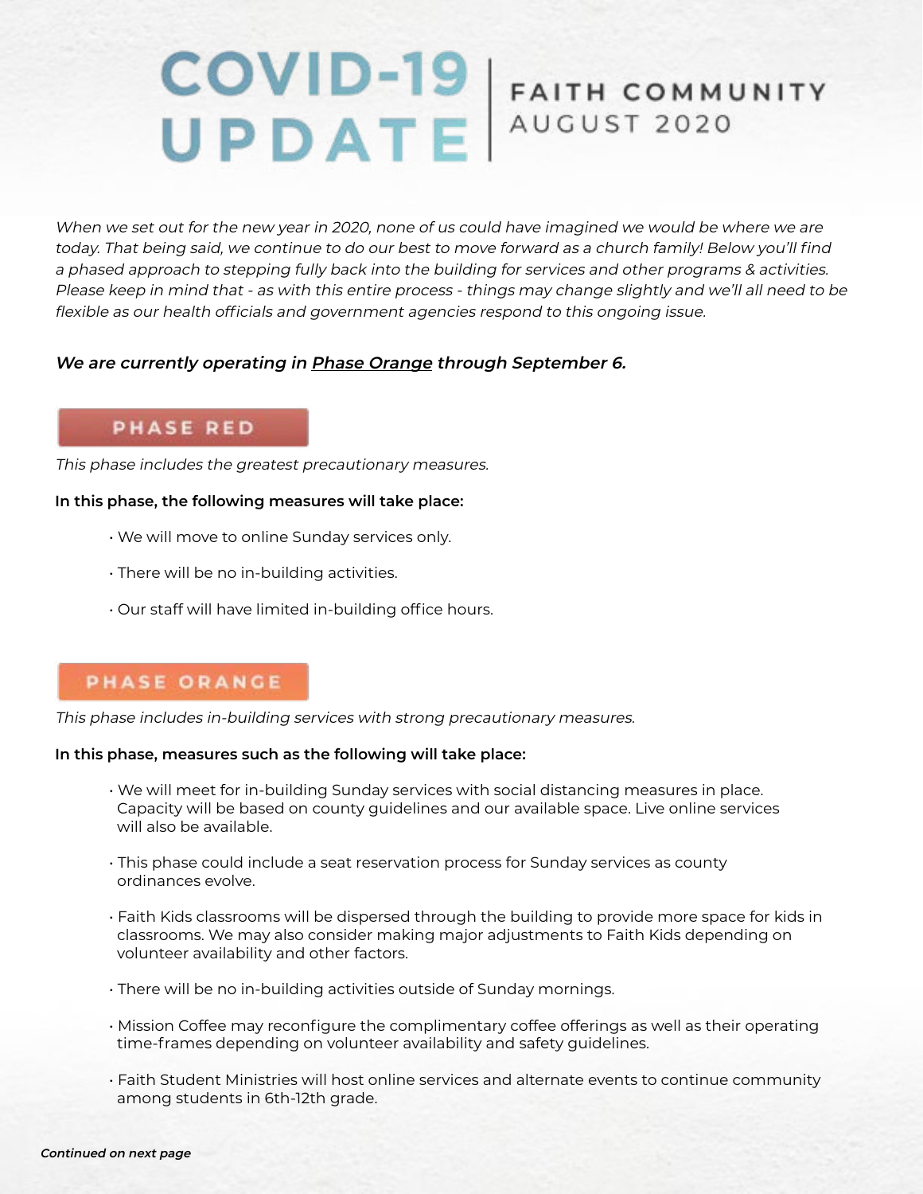# COVID-19 UPDATE | FAITH COMMUNITY AUGUST 2020

*When we set out for the new year in 2020, none of us could have imagined we would be where we are today. That being said, we continue to do our best to move forward as a church family! Below you'll find a phased approach to stepping fully back into the building for services and other programs & activities. Please keep in mind that - as with this entire process - things may change slightly and we'll all need to be flexible as our health officials and government agencies respond to this ongoing issue.*

***We are currently operating in Phase Orange through September 6.***

## PHASE RED

*This phase includes the greatest precautionary measures.*

**In this phase, the following measures will take place:**

- We will move to online Sunday services only.
- There will be no in-building activities.
- Our staff will have limited in-building office hours.

## PHASE ORANGE

*This phase includes in-building services with strong precautionary measures.*

**In this phase, measures such as the following will take place:**

- We will meet for in-building Sunday services with social distancing measures in place. Capacity will be based on county guidelines and our available space. Live online services will also be available.
- This phase could include a seat reservation process for Sunday services as county ordinances evolve.
- Faith Kids classrooms will be dispersed through the building to provide more space for kids in classrooms. We may also consider making major adjustments to Faith Kids depending on volunteer availability and other factors.
- There will be no in-building activities outside of Sunday mornings.
- Mission Coffee may reconfigure the complimentary coffee offerings as well as their operating time-frames depending on volunteer availability and safety guidelines.
- Faith Student Ministries will host online services and alternate events to continue community among students in 6th-12th grade.

***Continued on next page***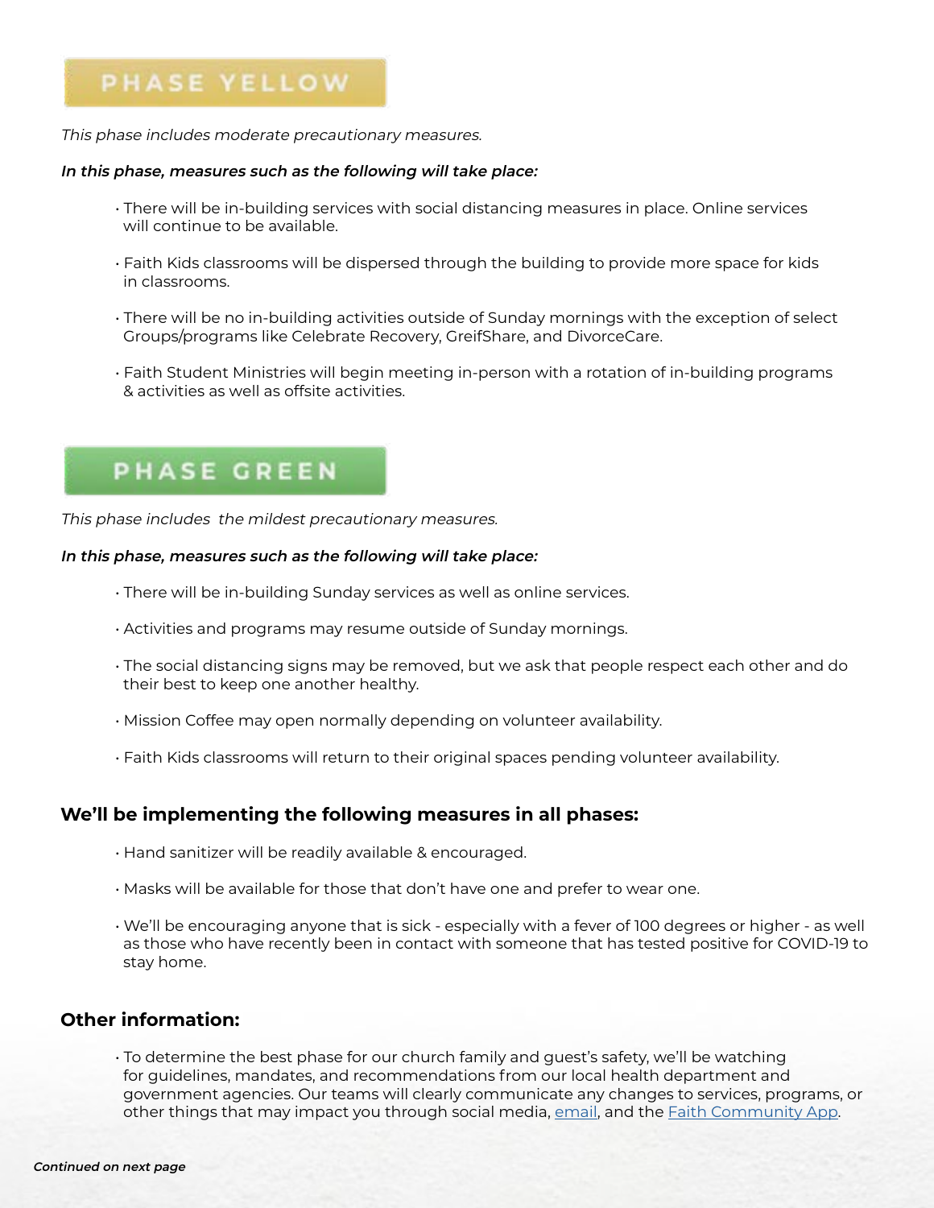## PHASE YELLOW

*This phase includes moderate precautionary measures.*

***In this phase, measures such as the following will take place:***

- There will be in-building services with social distancing measures in place. Online services will continue to be available.
- Faith Kids classrooms will be dispersed through the building to provide more space for kids in classrooms.
- There will be no in-building activities outside of Sunday mornings with the exception of select Groups/programs like Celebrate Recovery, GreifShare, and DivorceCare.
- Faith Student Ministries will begin meeting in-person with a rotation of in-building programs & activities as well as offsite activities.

## PHASE GREEN

*This phase includes the mildest precautionary measures.*

***In this phase, measures such as the following will take place:***

- There will be in-building Sunday services as well as online services.
- Activities and programs may resume outside of Sunday mornings.
- The social distancing signs may be removed, but we ask that people respect each other and do their best to keep one another healthy.
- Mission Coffee may open normally depending on volunteer availability.
- Faith Kids classrooms will return to their original spaces pending volunteer availability.

## We'll be implementing the following measures in all phases:

- Hand sanitizer will be readily available & encouraged.
- Masks will be available for those that don't have one and prefer to wear one.
- We'll be encouraging anyone that is sick - especially with a fever of 100 degrees or higher - as well as those who have recently been in contact with someone that has tested positive for COVID-19 to stay home.

## Other information:

- To determine the best phase for our church family and guest's safety, we'll be watching for guidelines, mandates, and recommendations from our local health department and government agencies. Our teams will clearly communicate any changes to services, programs, or other things that may impact you through social media, email, and the Faith Community App.

***Continued on next page***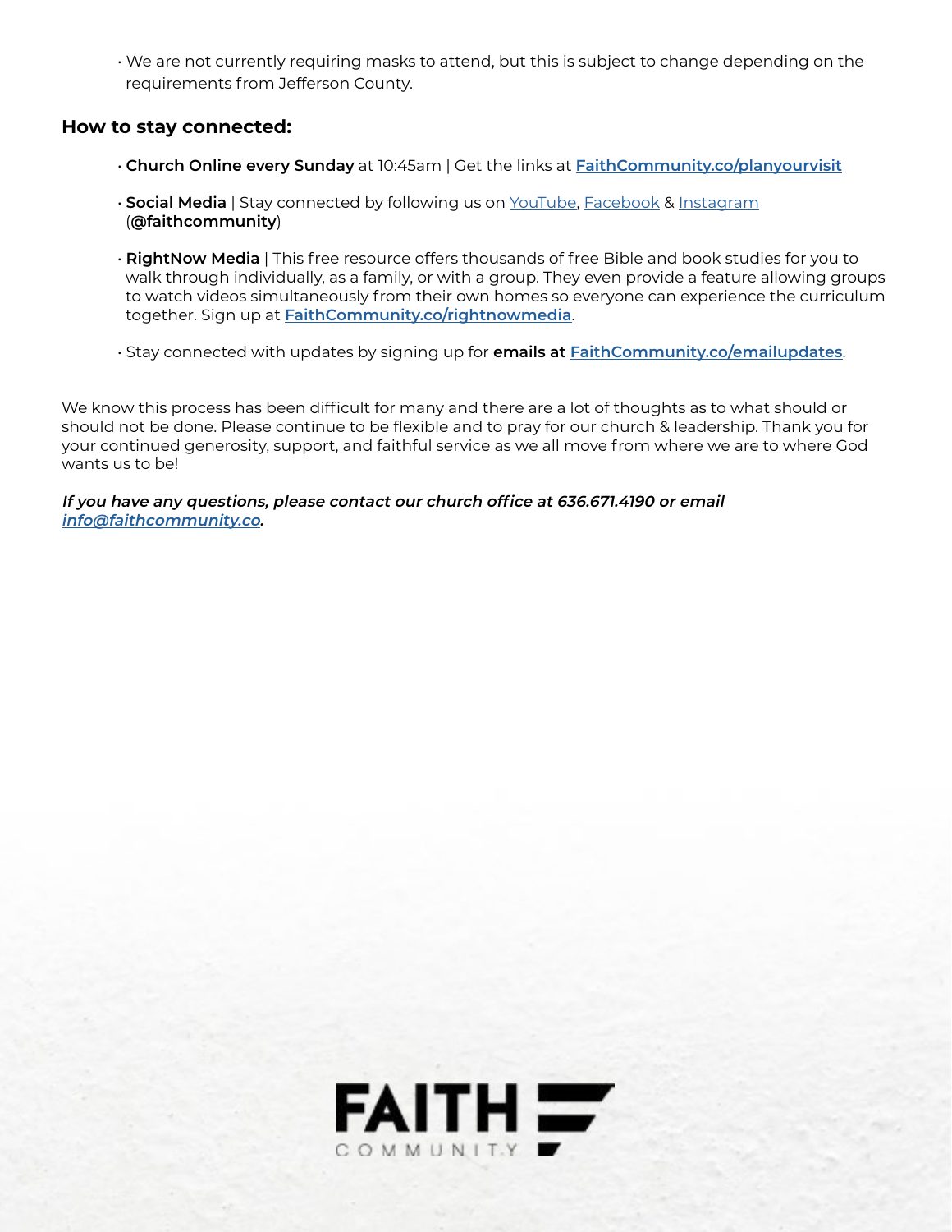- We are not currently requiring masks to attend, but this is subject to change depending on the requirements from Jefferson County.

## How to stay connected:

- **Church Online every Sunday** at 10:45am | Get the links at **FaithCommunity.co/planyourvisit**
- **Social Media** | Stay connected by following us on YouTube, Facebook & Instagram (**@faithcommunity**)
- **RightNow Media** | This free resource offers thousands of free Bible and book studies for you to walk through individually, as a family, or with a group. They even provide a feature allowing groups to watch videos simultaneously from their own homes so everyone can experience the curriculum together. Sign up at **FaithCommunity.co/rightnowmedia**.
- Stay connected with updates by signing up for **emails at FaithCommunity.co/emailupdates**.

We know this process has been difficult for many and there are a lot of thoughts as to what should or should not be done. Please continue to be flexible and to pray for our church & leadership. Thank you for your continued generosity, support, and faithful service as we all move from where we are to where God wants us to be!

***If you have any questions, please contact our church office at 636.671.4190 or email info@faithcommunity.co.***

FAITH COMMUNITY